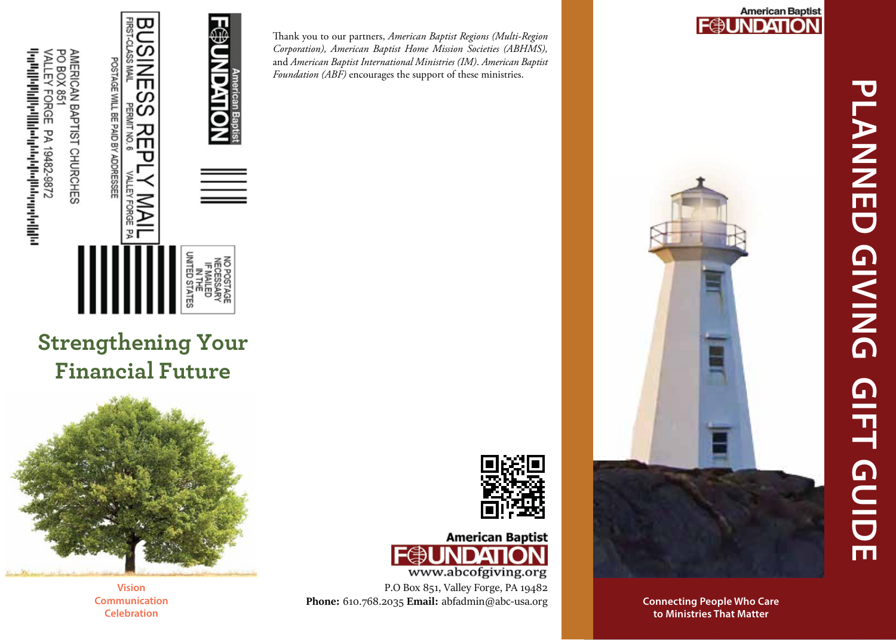BUSINESS REPLY MAIL

FIRST-CLASS MAIL PERMIT NO. 6 VALLEY FORGE PA

POSTAGE WILL BE PAID BY ADDRESSEE

American Baptist Foundation

AMERICAN BAPTIST CHURCHES
PO BOX 851
VALLEY FORGE PA 19482-9872

NO POSTAGE NECESSARY IF MAILED IN THE UNITED STATES

## Strengthening Your Financial Future

**Vision**
**Communication**
**Celebration**

Thank you to our partners, *American Baptist Regions (Multi-Region Corporation), American Baptist Home Mission Societies (ABHMS),* and *American Baptist International Ministries (IM). American Baptist Foundation (ABF)* encourages the support of these ministries.

American Baptist Foundation
www.abcofgiving.org
P.O Box 851, Valley Forge, PA 19482
**Phone:** 610.768.2035 **Email:** abfadmin@abc-usa.org

American Baptist Foundation

# PLANNED GIVING GIFT GUIDE

**Connecting People Who Care to Ministries That Matter**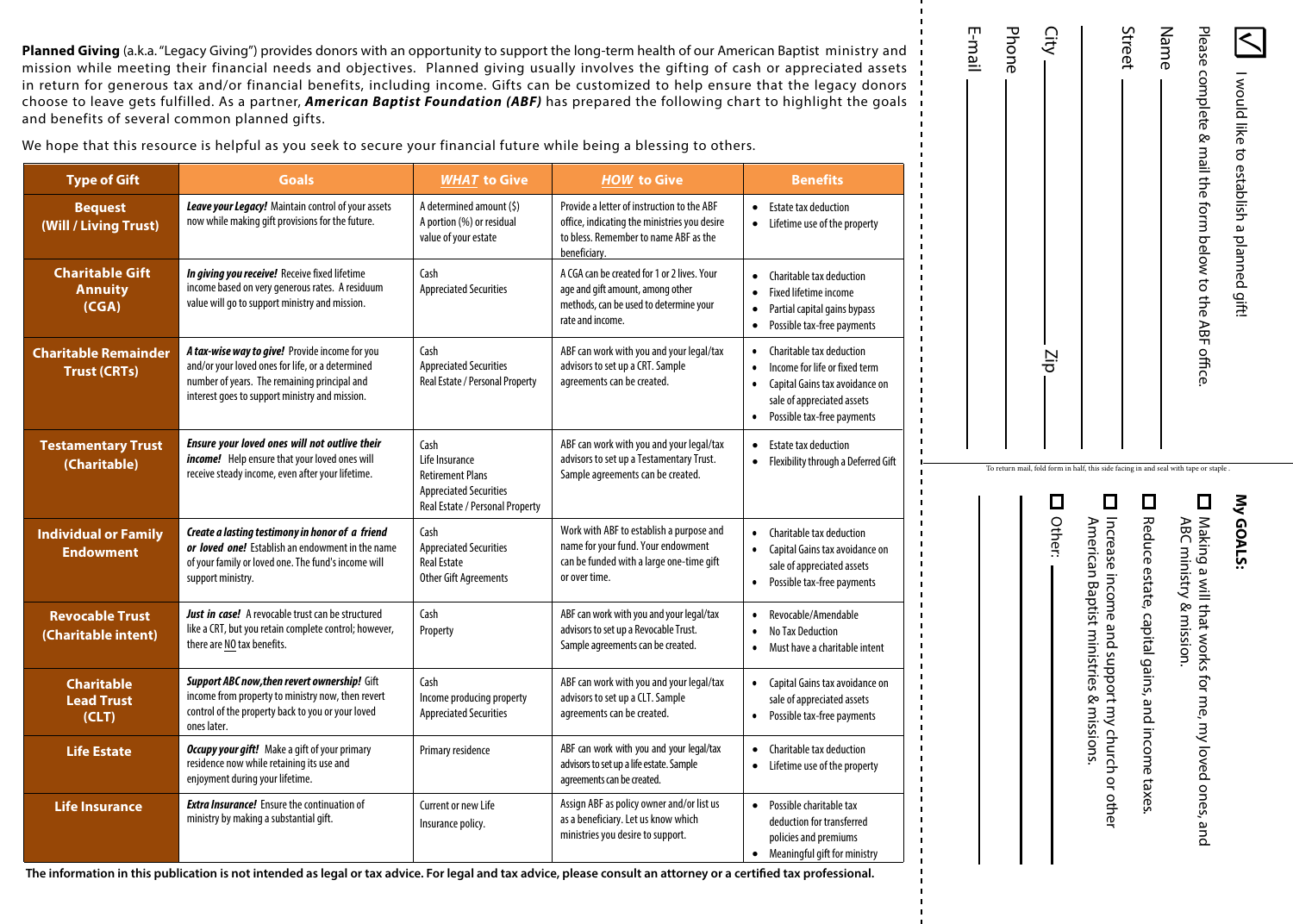**Planned Giving** (a.k.a. "Legacy Giving") provides donors with an opportunity to support the long-term health of our American Baptist ministry and mission while meeting their financial needs and objectives. Planned giving usually involves the gifting of cash or appreciated assets in return for generous tax and/or financial benefits, including income. Gifts can be customized to help ensure that the legacy donors choose to leave gets fulfilled. As a partner, ***American Baptist Foundation (ABF)*** has prepared the following chart to highlight the goals and benefits of several common planned gifts.

We hope that this resource is helpful as you seek to secure your financial future while being a blessing to others.

| Type of Gift | Goals | *WHAT* to Give | *HOW* to Give | Benefits |
|---|---|---|---|---|
| **Bequest (Will / Living Trust)** | ***Leave your Legacy!*** Maintain control of your assets now while making gift provisions for the future. | A determined amount ($)<br>A portion (%) or residual value of your estate | Provide a letter of instruction to the ABF office, indicating the ministries you desire to bless. Remember to name ABF as the beneficiary. | • Estate tax deduction<br>• Lifetime use of the property |
| **Charitable Gift Annuity (CGA)** | ***In giving you receive!*** Receive fixed lifetime income based on very generous rates. A residuum value will go to support ministry and mission. | Cash<br>Appreciated Securities | A CGA can be created for 1 or 2 lives. Your age and gift amount, among other methods, can be used to determine your rate and income. | • Charitable tax deduction<br>• Fixed lifetime income<br>• Partial capital gains bypass<br>• Possible tax-free payments |
| **Charitable Remainder Trust (CRTs)** | ***A tax-wise way to give!*** Provide income for you and/or your loved ones for life, or a determined number of years. The remaining principal and interest goes to support ministry and mission. | Cash<br>Appreciated Securities<br>Real Estate / Personal Property | ABF can work with you and your legal/tax advisors to set up a CRT. Sample agreements can be created. | • Charitable tax deduction<br>• Income for life or fixed term<br>• Capital Gains tax avoidance on sale of appreciated assets<br>• Possible tax-free payments |
| **Testamentary Trust (Charitable)** | ***Ensure your loved ones will not outlive their income!*** Help ensure that your loved ones will receive steady income, even after your lifetime. | Cash<br>Life Insurance<br>Retirement Plans<br>Appreciated Securities<br>Real Estate / Personal Property | ABF can work with you and your legal/tax advisors to set up a Testamentary Trust. Sample agreements can be created. | • Estate tax deduction<br>• Flexibility through a Deferred Gift |
| **Individual or Family Endowment** | ***Create a lasting testimony in honor of a friend or loved one!*** Establish an endowment in the name of your family or loved one. The fund's income will support ministry. | Cash<br>Appreciated Securities<br>Real Estate<br>Other Gift Agreements | Work with ABF to establish a purpose and name for your fund. Your endowment can be funded with a large one-time gift or over time. | • Charitable tax deduction<br>• Capital Gains tax avoidance on sale of appreciated assets<br>• Possible tax-free payments |
| **Revocable Trust (Charitable intent)** | ***Just in case!*** A revocable trust can be structured like a CRT, but you retain complete control; however, there are NO tax benefits. | Cash<br>Property | ABF can work with you and your legal/tax advisors to set up a Revocable Trust. Sample agreements can be created. | • Revocable/Amendable<br>• No Tax Deduction<br>• Must have a charitable intent |
| **Charitable Lead Trust (CLT)** | ***Support ABC now, then revert ownership!*** Gift income from property to ministry now, then revert control of the property back to you or your loved ones later. | Cash<br>Income producing property<br>Appreciated Securities | ABF can work with you and your legal/tax advisors to set up a CLT. Sample agreements can be created. | • Capital Gains tax avoidance on sale of appreciated assets<br>• Possible tax-free payments |
| **Life Estate** | ***Occupy your gift!*** Make a gift of your primary residence now while retaining its use and enjoyment during your lifetime. | Primary residence | ABF can work with you and your legal/tax advisors to set up a life estate. Sample agreements can be created. | • Charitable tax deduction<br>• Lifetime use of the property |
| **Life Insurance** | ***Extra Insurance!*** Ensure the continuation of ministry by making a substantial gift. | Current or new Life Insurance policy. | Assign ABF as policy owner and/or list us as a beneficiary. Let us know which ministries you desire to support. | • Possible charitable tax deduction for transferred policies and premiums<br>• Meaningful gift for ministry |

**The information in this publication is not intended as legal or tax advice. For legal and tax advice, please consult an attorney or a certified tax professional.**

☑ I would like to establish a planned gift!

Please complete & mail the form below to the ABF office.

Name \_\_\_\_\_\_\_\_\_\_\_\_\_\_\_\_\_\_\_\_

Street \_\_\_\_\_\_\_\_\_\_\_\_\_\_\_\_\_\_\_\_

\_\_\_\_\_\_\_\_\_\_\_\_\_\_\_\_\_\_\_\_

City \_\_\_\_\_\_\_\_\_\_ Zip \_\_\_\_\_\_\_\_\_\_

Phone \_\_\_\_\_\_\_\_\_\_\_\_\_\_\_\_\_\_\_\_

E-mail \_\_\_\_\_\_\_\_\_\_\_\_\_\_\_\_\_\_\_\_

To return mail, fold form in half, this side facing in and seal with tape or staple.

**My GOALS:**

- ☐ Making a will that works for me, my loved ones, and ABC ministry & mission.
- ☐ Reduce estate, capital gains, and income taxes.
- ☐ Increase income and support my church or other American Baptist ministries & missions.
- ☐ Other: \_\_\_\_\_\_\_\_\_\_\_\_\_\_\_\_\_\_\_\_

\_\_\_\_\_\_\_\_\_\_\_\_\_\_\_\_\_\_\_\_